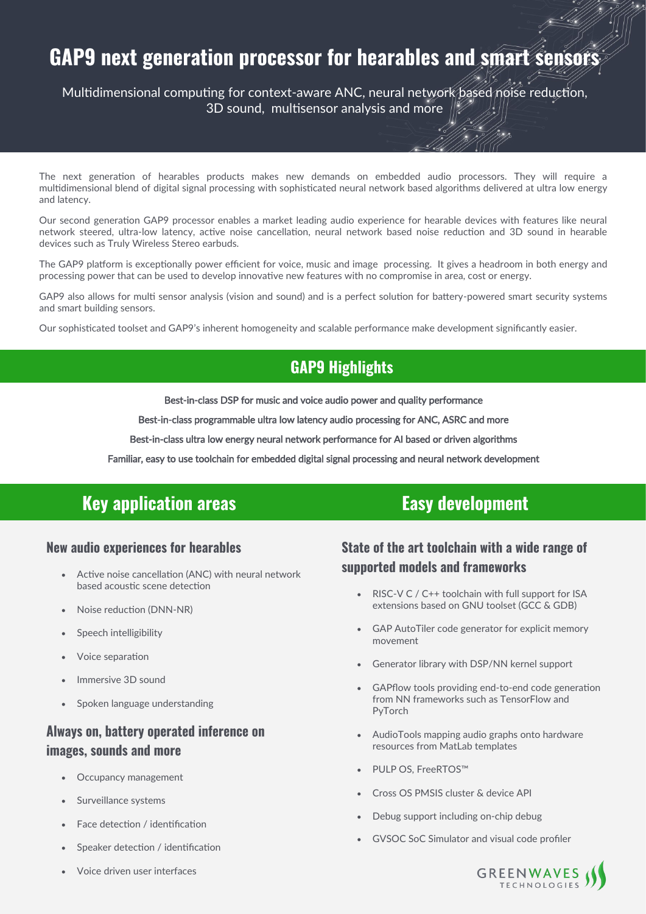# GAP9 next generation processor for hearables and smart sensors

Multidimensional computing for context-aware ANC, neural network based noise reduction, 3D sound, multisensor analysis and more

The next generation of hearables products makes new demands on embedded audio processors. They will require a multidimensional blend of digital signal processing with sophisticated neural network based algorithms delivered at ultra low energy and latency.

Our second generation GAP9 processor enables a market leading audio experience for hearable devices with features like neural network steered, ultra-low latency, active noise cancellation, neural network based noise reduction and 3D sound in hearable devices such as Truly Wireless Stereo earbuds.

The GAP9 platform is exceptionally power efficient for voice, music and image processing. It gives a headroom in both energy and processing power that can be used to develop innovative new features with no compromise in area, cost or energy.

GAP9 also allows for multi sensor analysis (vision and sound) and is a perfect solution for battery-powered smart security systems and smart building sensors.

Our sophisticated toolset and GAP9's inherent homogeneity and scalable performance make development significantly easier.

## GAP9 Highlights

Best-in-class DSP for music and voice audio power and quality performance

Best-in-class programmable ultra low latency audio processing for ANC, ASRC and more

Best-in-class ultra low energy neural network performance for AI based or driven algorithms

Familiar, easy to use toolchain for embedded digital signal processing and neural network development

## Key application areas

### New audio experiences for hearables

- Active noise cancellation (ANC) with neural network based acoustic scene detection
- Noise reduction (DNN-NR)
- Speech intelligibility
- Voice separation
- Immersive 3D sound
- Spoken language understanding

### Always on, battery operated inference on images, sounds and more

- Occupancy management
- Surveillance systems
- Face detection / identification
- Speaker detection / identification
- Voice driven user interfaces

## Easy development

### State of the art toolchain with a wide range of supported models and frameworks

- RISC-V C / C++ toolchain with full support for ISA extensions based on GNU toolset (GCC & GDB)
- GAP AutoTiler code generator for explicit memory movement
- Generator library with DSP/NN kernel support
- GAPflow tools providing end-to-end code generation from NN frameworks such as TensorFlow and PyTorch
- AudioTools mapping audio graphs onto hardware resources from MatLab templates
- PULP OS, FreeRTOS™
- Cross OS PMSIS cluster & device API
- Debug support including on-chip debug
- GVSOC SoC Simulator and visual code profiler

GREENWAVES TECHNOLOGIES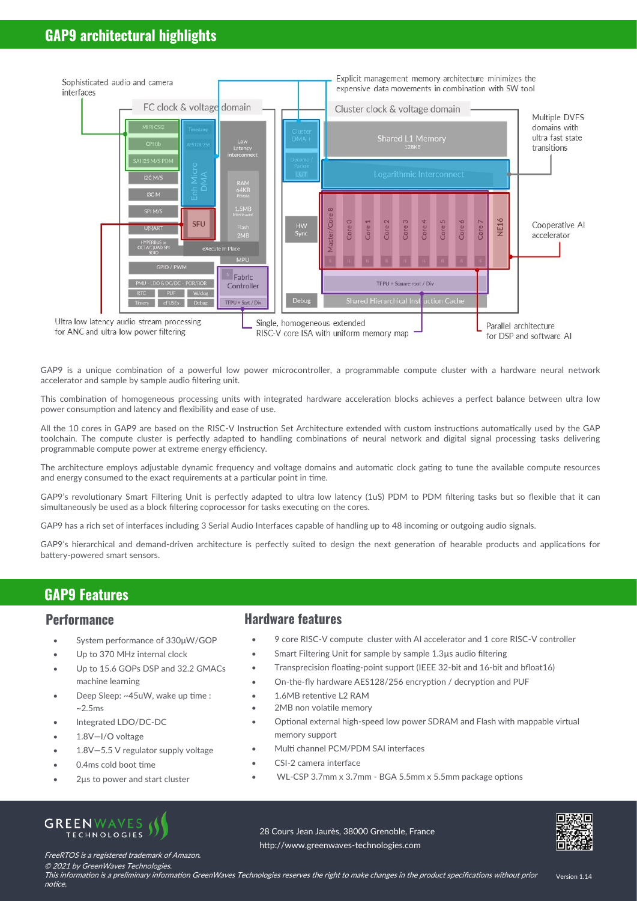## GAP9 architectural highlights

Sophisticated audio and camera interfaces

Explicit management memory architecture minimizes the expensive data movements in combination with SW tool

FC clock & voltage domain

Cluster clock & voltage domain

Multiple DVFS domains with ultra fast state transitions

MIPI CSI2
CPI 8b
SAI I2S M/S PDM
I2C M/S
I3C M
SPI M/S
U(S)ART
HYPERBUS or OCTA/QUAD SPI SDIO
GPIO / PWM
PMU - LDO & DC/DC - POR/BOR
RTC
PUF
W/dog
Timers
eFUSEs
Debug

Timestamp
AES128/256
Enh Micro DMA
SFU

Low Latency interconnect
RAM 64KB Private
1.5MB Interleaved
Flash 2MB
eXecute In Place
MPU
Fabric Controller
TFPU + Sqrt / Div

Cluster DMA +
Decomp / Packer
LUT
Shared L1 Memory 128KB
Logarithmic Interconnect
HW Sync
Master/Core 8
Core 0
Core 1
Core 2
Core 3
Core 4
Core 5
Core 6
Core 7
NE16
TFPU + Square root / Div
Debug
Shared Hierarchical Instruction Cache

Cooperative AI accelerator

Ultra low latency audio stream processing for ANC and ultra low power filtering

Single, homogeneous extended RISC-V core ISA with uniform memory map

Parallel architecture for DSP and software AI

GAP9 is a unique combination of a powerful low power microcontroller, a programmable compute cluster with a hardware neural network accelerator and sample by sample audio filtering unit.

This combination of homogeneous processing units with integrated hardware acceleration blocks achieves a perfect balance between ultra low power consumption and latency and flexibility and ease of use.

All the 10 cores in GAP9 are based on the RISC-V Instruction Set Architecture extended with custom instructions automatically used by the GAP toolchain. The compute cluster is perfectly adapted to handling combinations of neural network and digital signal processing tasks delivering programmable compute power at extreme energy efficiency.

The architecture employs adjustable dynamic frequency and voltage domains and automatic clock gating to tune the available compute resources and energy consumed to the exact requirements at a particular point in time.

GAP9's revolutionary Smart Filtering Unit is perfectly adapted to ultra low latency (1uS) PDM to PDM filtering tasks but so flexible that it can simultaneously be used as a block filtering coprocessor for tasks executing on the cores.

GAP9 has a rich set of interfaces including 3 Serial Audio Interfaces capable of handling up to 48 incoming or outgoing audio signals.

GAP9's hierarchical and demand-driven architecture is perfectly suited to design the next generation of hearable products and applications for battery-powered smart sensors.

## GAP9 Features

### Performance

- System performance of 330µW/GOP
- Up to 370 MHz internal clock
- Up to 15.6 GOPs DSP and 32.2 GMACs machine learning
- Deep Sleep: ~45uW, wake up time : ~2.5ms
- Integrated LDO/DC-DC
- 1.8V—I/O voltage
- 1.8V—5.5 V regulator supply voltage
- 0.4ms cold boot time
- 2µs to power and start cluster

### Hardware features

- 9 core RISC-V compute cluster with AI accelerator and 1 core RISC-V controller
- Smart Filtering Unit for sample by sample 1.3µs audio filtering
- Transprecision floating-point support (IEEE 32-bit and 16-bit and bfloat16)
- On-the-fly hardware AES128/256 encryption / decryption and PUF
- 1.6MB retentive L2 RAM
- 2MB non volatile memory
- Optional external high-speed low power SDRAM and Flash with mappable virtual memory support
- Multi channel PCM/PDM SAI interfaces
- CSI-2 camera interface
- WL-CSP 3.7mm x 3.7mm - BGA 5.5mm x 5.5mm package options

GREENWAVES TECHNOLOGIES

28 Cours Jean Jaurès, 38000 Grenoble, France
http://www.greenwaves-technologies.com

*FreeRTOS is a registered trademark of Amazon.*
*© 2021 by GreenWaves Technologies.*
*This information is a preliminary information GreenWaves Technologies reserves the right to make changes in the product specifications without prior notice.*

Version 1.14